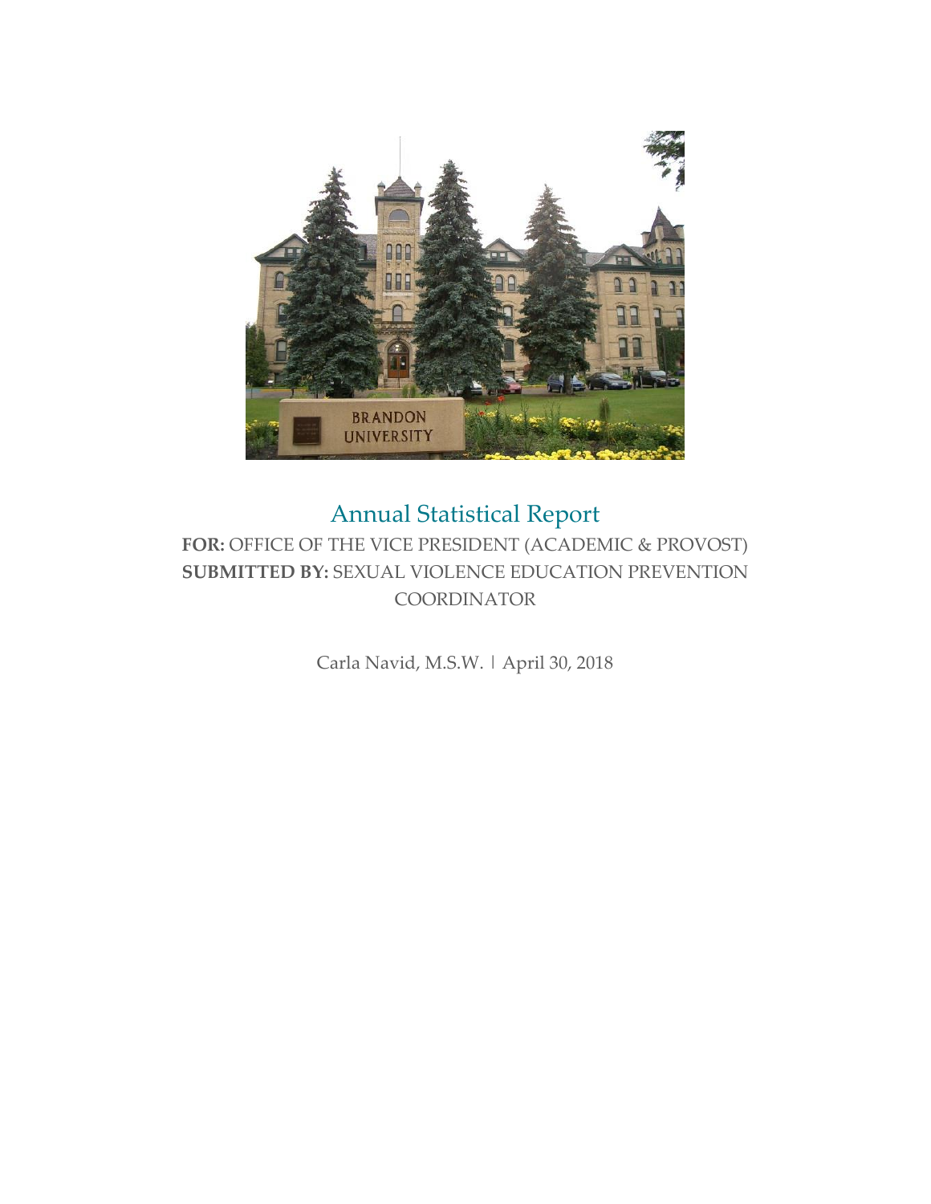# Annual Statistical Report

**FOR:** OFFICE OF THE VICE PRESIDENT (ACADEMIC & PROVOST)
**SUBMITTED BY:** SEXUAL VIOLENCE EDUCATION PREVENTION COORDINATOR

Carla Navid, M.S.W. | April 30, 2018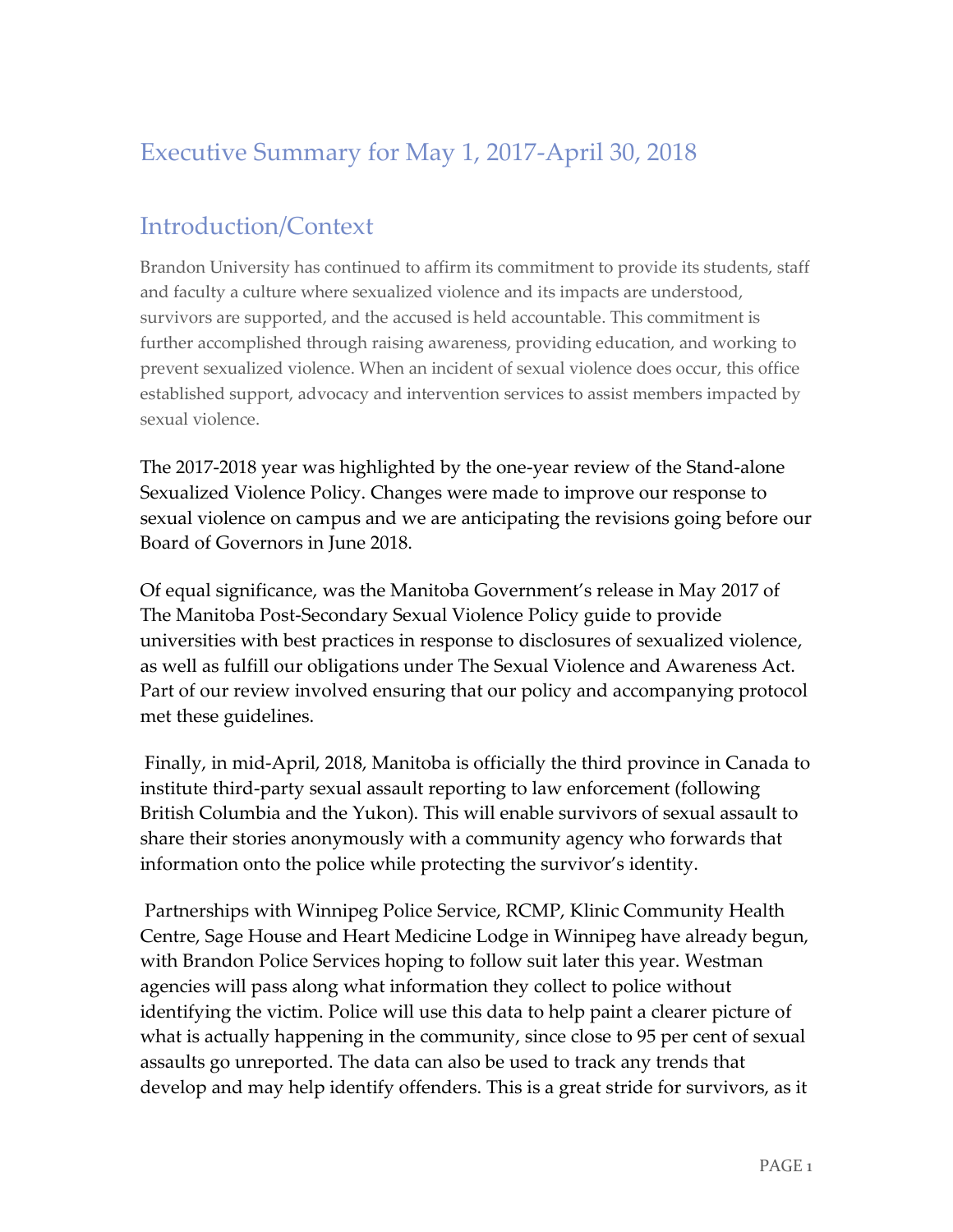## Executive Summary for May 1, 2017-April 30, 2018

## Introduction/Context

Brandon University has continued to affirm its commitment to provide its students, staff and faculty a culture where sexualized violence and its impacts are understood, survivors are supported, and the accused is held accountable. This commitment is further accomplished through raising awareness, providing education, and working to prevent sexualized violence. When an incident of sexual violence does occur, this office established support, advocacy and intervention services to assist members impacted by sexual violence.

The 2017-2018 year was highlighted by the one-year review of the Stand-alone Sexualized Violence Policy. Changes were made to improve our response to sexual violence on campus and we are anticipating the revisions going before our Board of Governors in June 2018.

Of equal significance, was the Manitoba Government's release in May 2017 of The Manitoba Post-Secondary Sexual Violence Policy guide to provide universities with best practices in response to disclosures of sexualized violence, as well as fulfill our obligations under The Sexual Violence and Awareness Act. Part of our review involved ensuring that our policy and accompanying protocol met these guidelines.

Finally, in mid-April, 2018, Manitoba is officially the third province in Canada to institute third-party sexual assault reporting to law enforcement (following British Columbia and the Yukon). This will enable survivors of sexual assault to share their stories anonymously with a community agency who forwards that information onto the police while protecting the survivor's identity.

Partnerships with Winnipeg Police Service, RCMP, Klinic Community Health Centre, Sage House and Heart Medicine Lodge in Winnipeg have already begun, with Brandon Police Services hoping to follow suit later this year. Westman agencies will pass along what information they collect to police without identifying the victim. Police will use this data to help paint a clearer picture of what is actually happening in the community, since close to 95 per cent of sexual assaults go unreported. The data can also be used to track any trends that develop and may help identify offenders. This is a great stride for survivors, as it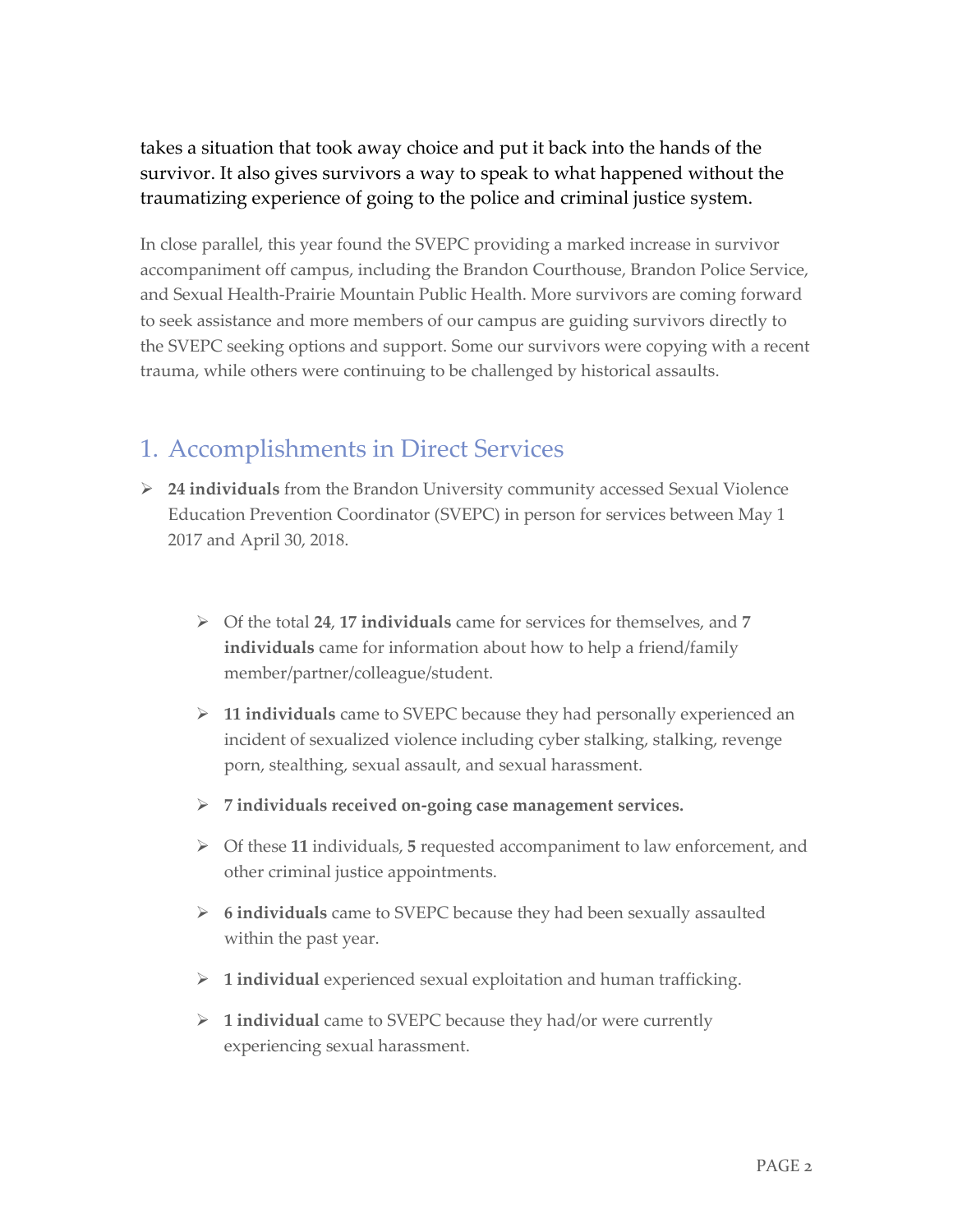takes a situation that took away choice and put it back into the hands of the survivor. It also gives survivors a way to speak to what happened without the traumatizing experience of going to the police and criminal justice system.

In close parallel, this year found the SVEPC providing a marked increase in survivor accompaniment off campus, including the Brandon Courthouse, Brandon Police Service, and Sexual Health-Prairie Mountain Public Health. More survivors are coming forward to seek assistance and more members of our campus are guiding survivors directly to the SVEPC seeking options and support. Some our survivors were copying with a recent trauma, while others were continuing to be challenged by historical assaults.

## 1. Accomplishments in Direct Services

- **24 individuals** from the Brandon University community accessed Sexual Violence Education Prevention Coordinator (SVEPC) in person for services between May 1 2017 and April 30, 2018.
  - Of the total **24**, **17 individuals** came for services for themselves, and **7 individuals** came for information about how to help a friend/family member/partner/colleague/student.
  - **11 individuals** came to SVEPC because they had personally experienced an incident of sexualized violence including cyber stalking, stalking, revenge porn, stealthing, sexual assault, and sexual harassment.
  - **7 individuals received on-going case management services.**
  - Of these **11** individuals, **5** requested accompaniment to law enforcement, and other criminal justice appointments.
  - **6 individuals** came to SVEPC because they had been sexually assaulted within the past year.
  - **1 individual** experienced sexual exploitation and human trafficking.
  - **1 individual** came to SVEPC because they had/or were currently experiencing sexual harassment.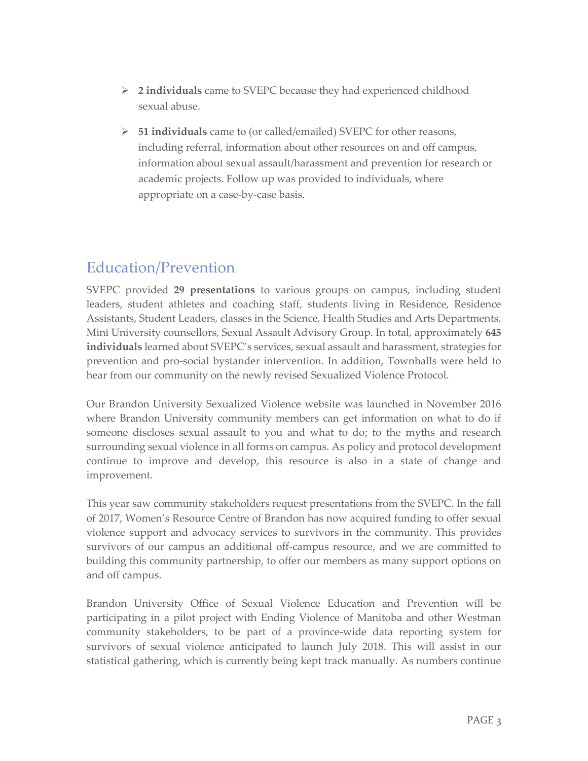- **2 individuals** came to SVEPC because they had experienced childhood sexual abuse.
- **51 individuals** came to (or called/emailed) SVEPC for other reasons, including referral, information about other resources on and off campus, information about sexual assault/harassment and prevention for research or academic projects. Follow up was provided to individuals, where appropriate on a case-by-case basis.

## Education/Prevention

SVEPC provided **29 presentations** to various groups on campus, including student leaders, student athletes and coaching staff, students living in Residence, Residence Assistants, Student Leaders, classes in the Science, Health Studies and Arts Departments, Mini University counsellors, Sexual Assault Advisory Group. In total, approximately **645 individuals** learned about SVEPC's services, sexual assault and harassment, strategies for prevention and pro-social bystander intervention. In addition, Townhalls were held to hear from our community on the newly revised Sexualized Violence Protocol.

Our Brandon University Sexualized Violence website was launched in November 2016 where Brandon University community members can get information on what to do if someone discloses sexual assault to you and what to do; to the myths and research surrounding sexual violence in all forms on campus. As policy and protocol development continue to improve and develop, this resource is also in a state of change and improvement.

This year saw community stakeholders request presentations from the SVEPC. In the fall of 2017, Women's Resource Centre of Brandon has now acquired funding to offer sexual violence support and advocacy services to survivors in the community. This provides survivors of our campus an additional off-campus resource, and we are committed to building this community partnership, to offer our members as many support options on and off campus.

Brandon University Office of Sexual Violence Education and Prevention will be participating in a pilot project with Ending Violence of Manitoba and other Westman community stakeholders, to be part of a province-wide data reporting system for survivors of sexual violence anticipated to launch July 2018. This will assist in our statistical gathering, which is currently being kept track manually. As numbers continue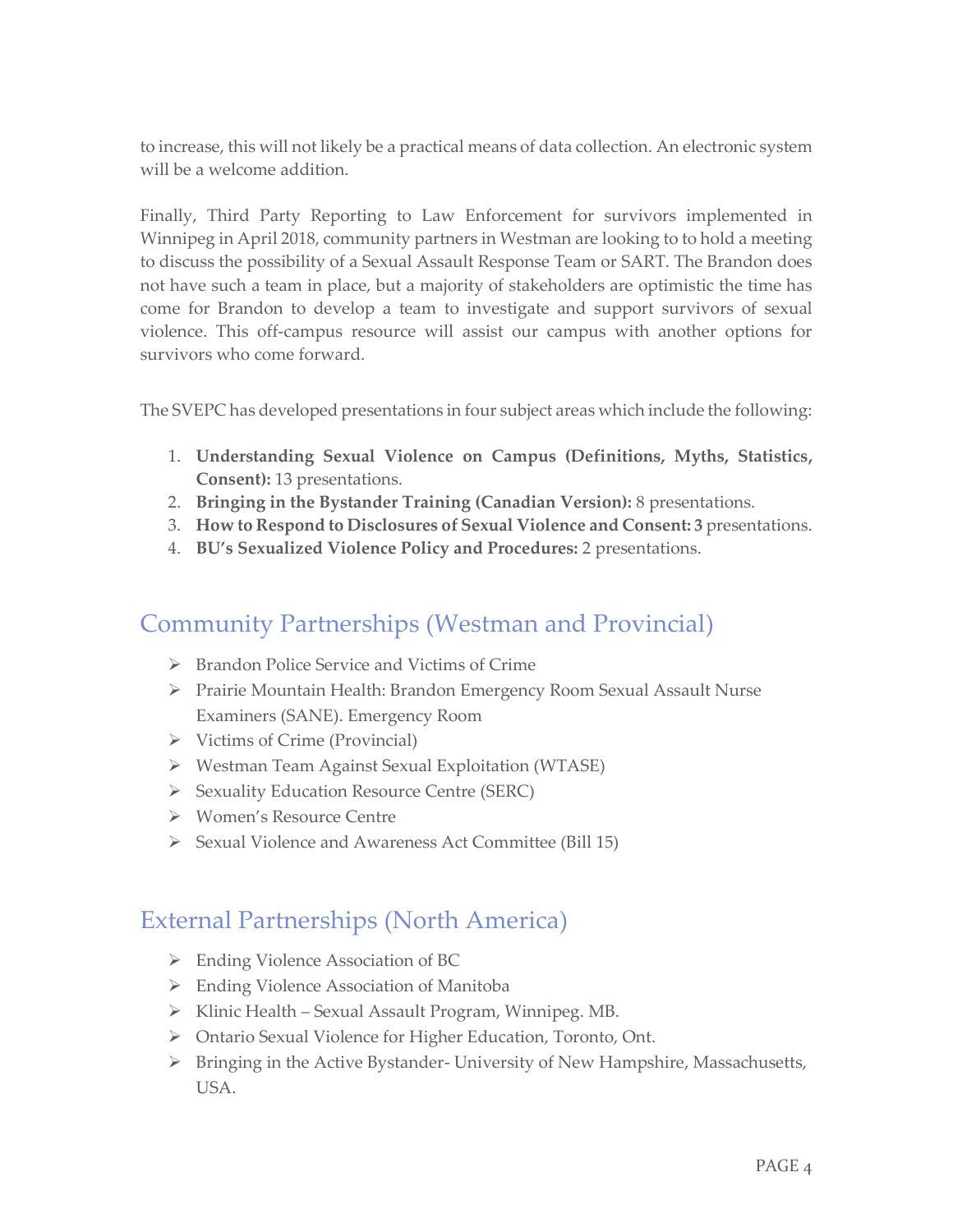to increase, this will not likely be a practical means of data collection. An electronic system will be a welcome addition.

Finally, Third Party Reporting to Law Enforcement for survivors implemented in Winnipeg in April 2018, community partners in Westman are looking to to hold a meeting to discuss the possibility of a Sexual Assault Response Team or SART. The Brandon does not have such a team in place, but a majority of stakeholders are optimistic the time has come for Brandon to develop a team to investigate and support survivors of sexual violence. This off-campus resource will assist our campus with another options for survivors who come forward.

The SVEPC has developed presentations in four subject areas which include the following:

1. **Understanding Sexual Violence on Campus (Definitions, Myths, Statistics, Consent):** 13 presentations.
2. **Bringing in the Bystander Training (Canadian Version):** 8 presentations.
3. **How to Respond to Disclosures of Sexual Violence and Consent: 3** presentations.
4. **BU's Sexualized Violence Policy and Procedures:** 2 presentations.

## Community Partnerships (Westman and Provincial)

- Brandon Police Service and Victims of Crime
- Prairie Mountain Health: Brandon Emergency Room Sexual Assault Nurse Examiners (SANE). Emergency Room
- Victims of Crime (Provincial)
- Westman Team Against Sexual Exploitation (WTASE)
- Sexuality Education Resource Centre (SERC)
- Women's Resource Centre
- Sexual Violence and Awareness Act Committee (Bill 15)

## External Partnerships (North America)

- Ending Violence Association of BC
- Ending Violence Association of Manitoba
- Klinic Health – Sexual Assault Program, Winnipeg. MB.
- Ontario Sexual Violence for Higher Education, Toronto, Ont.
- Bringing in the Active Bystander- University of New Hampshire, Massachusetts, USA.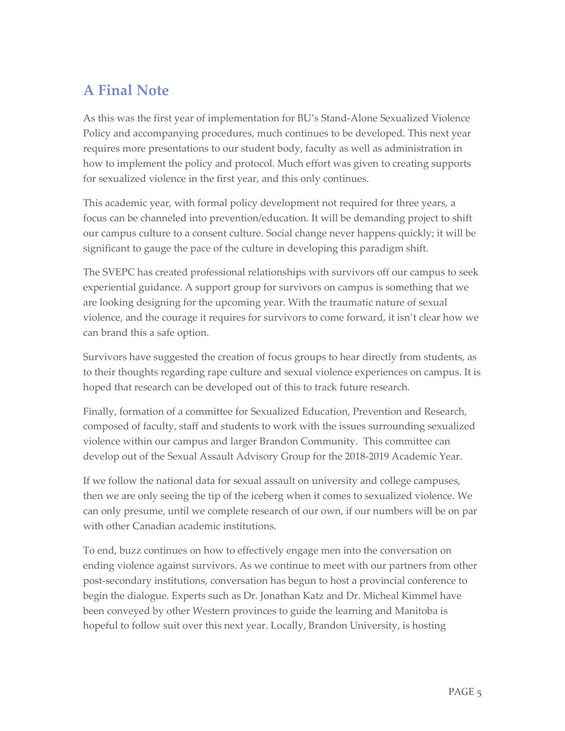## A Final Note

As this was the first year of implementation for BU's Stand-Alone Sexualized Violence Policy and accompanying procedures, much continues to be developed. This next year requires more presentations to our student body, faculty as well as administration in how to implement the policy and protocol. Much effort was given to creating supports for sexualized violence in the first year, and this only continues.

This academic year, with formal policy development not required for three years, a focus can be channeled into prevention/education. It will be demanding project to shift our campus culture to a consent culture. Social change never happens quickly; it will be significant to gauge the pace of the culture in developing this paradigm shift.

The SVEPC has created professional relationships with survivors off our campus to seek experiential guidance. A support group for survivors on campus is something that we are looking designing for the upcoming year. With the traumatic nature of sexual violence, and the courage it requires for survivors to come forward, it isn't clear how we can brand this a safe option.

Survivors have suggested the creation of focus groups to hear directly from students, as to their thoughts regarding rape culture and sexual violence experiences on campus. It is hoped that research can be developed out of this to track future research.

Finally, formation of a committee for Sexualized Education, Prevention and Research, composed of faculty, staff and students to work with the issues surrounding sexualized violence within our campus and larger Brandon Community. This committee can develop out of the Sexual Assault Advisory Group for the 2018-2019 Academic Year.

If we follow the national data for sexual assault on university and college campuses, then we are only seeing the tip of the iceberg when it comes to sexualized violence. We can only presume, until we complete research of our own, if our numbers will be on par with other Canadian academic institutions.

To end, buzz continues on how to effectively engage men into the conversation on ending violence against survivors. As we continue to meet with our partners from other post-secondary institutions, conversation has begun to host a provincial conference to begin the dialogue. Experts such as Dr. Jonathan Katz and Dr. Micheal Kimmel have been conveyed by other Western provinces to guide the learning and Manitoba is hopeful to follow suit over this next year. Locally, Brandon University, is hosting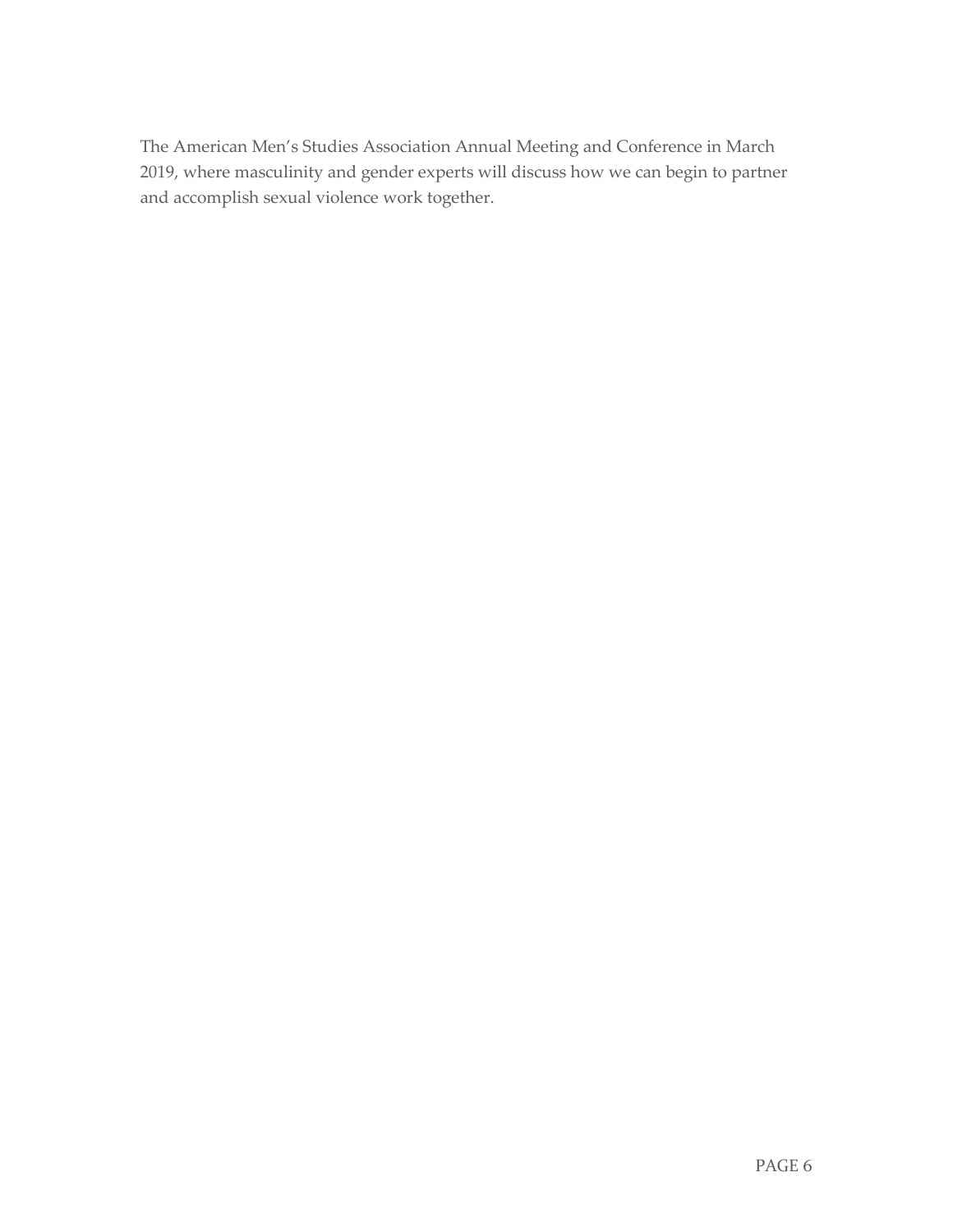The American Men's Studies Association Annual Meeting and Conference in March 2019, where masculinity and gender experts will discuss how we can begin to partner and accomplish sexual violence work together.